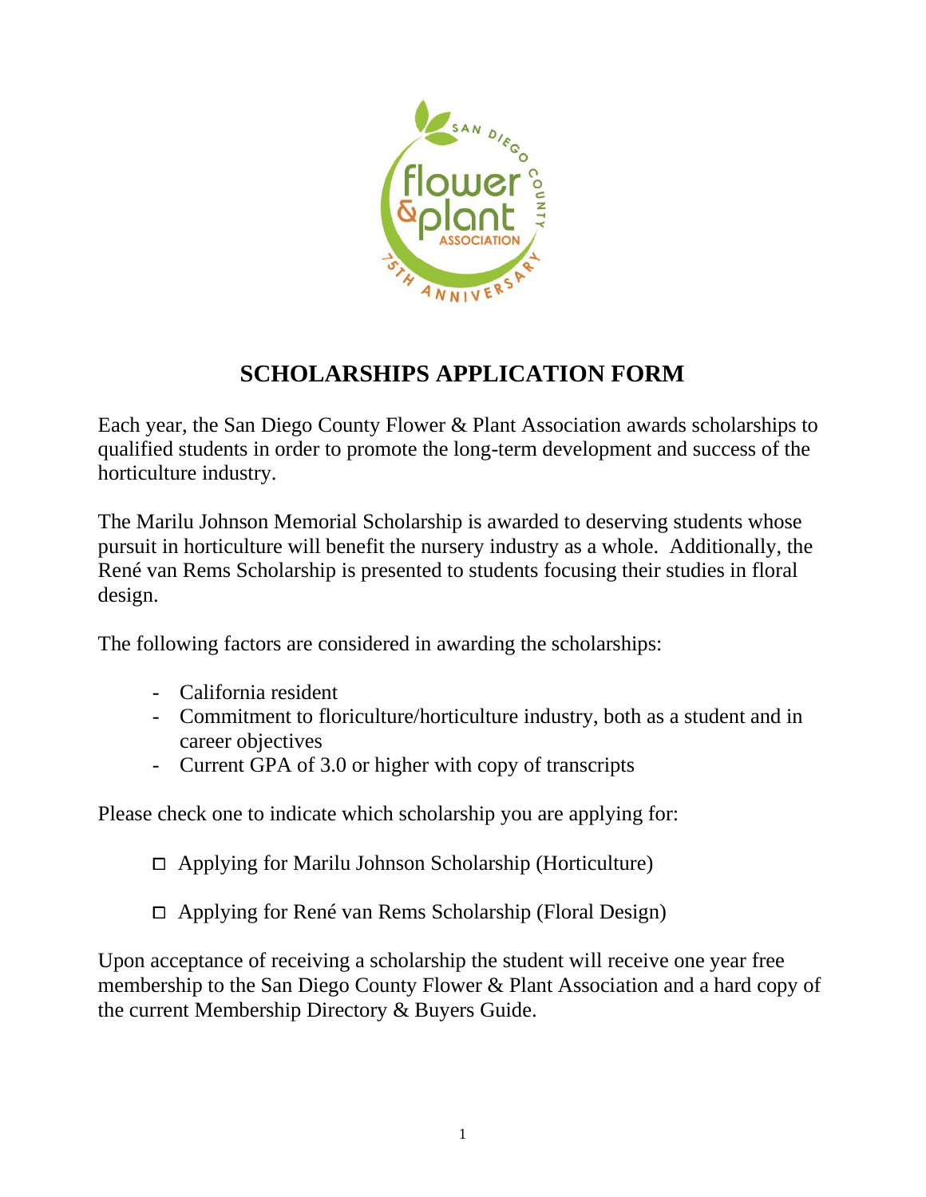# SCHOLARSHIPS APPLICATION FORM

Each year, the San Diego County Flower & Plant Association awards scholarships to qualified students in order to promote the long-term development and success of the horticulture industry.

The Marilu Johnson Memorial Scholarship is awarded to deserving students whose pursuit in horticulture will benefit the nursery industry as a whole. Additionally, the René van Rems Scholarship is presented to students focusing their studies in floral design.

The following factors are considered in awarding the scholarships:

- California resident
- Commitment to floriculture/horticulture industry, both as a student and in career objectives
- Current GPA of 3.0 or higher with copy of transcripts

Please check one to indicate which scholarship you are applying for:

- ☐ Applying for Marilu Johnson Scholarship (Horticulture)
- ☐ Applying for René van Rems Scholarship (Floral Design)

Upon acceptance of receiving a scholarship the student will receive one year free membership to the San Diego County Flower & Plant Association and a hard copy of the current Membership Directory & Buyers Guide.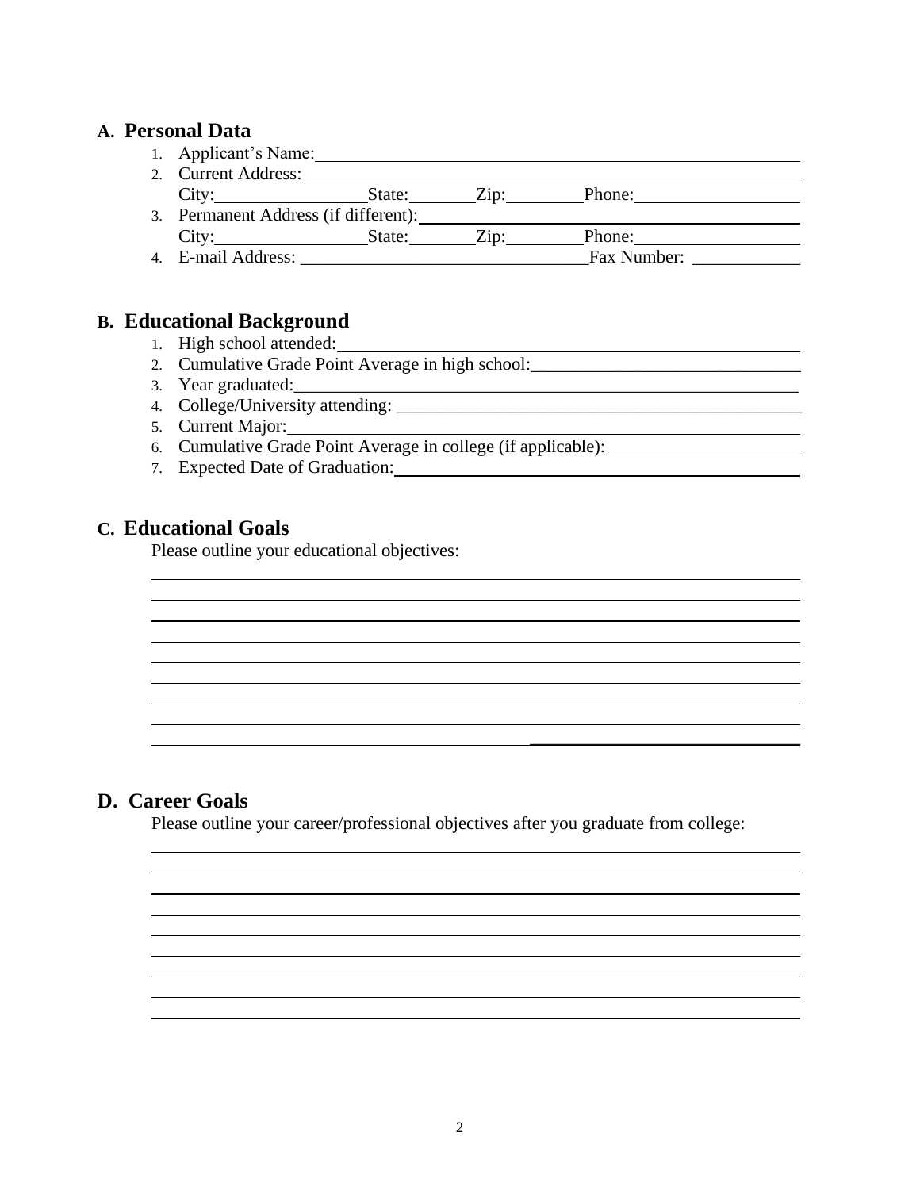## A. Personal Data

1. Applicant's Name: \_\_\_\_\_\_\_\_\_\_\_\_\_\_\_\_\_\_\_\_\_\_\_\_\_\_\_\_\_\_\_\_\_\_\_\_\_\_\_\_
2. Current Address: \_\_\_\_\_\_\_\_\_\_\_\_\_\_\_\_\_\_\_\_\_\_\_\_\_\_\_\_\_\_\_\_\_\_\_\_\_\_\_\_
   City: \_\_\_\_\_\_\_\_\_\_\_\_ State: \_\_\_\_\_\_ Zip: \_\_\_\_\_\_ Phone: \_\_\_\_\_\_\_\_\_\_\_\_
3. Permanent Address (if different): \_\_\_\_\_\_\_\_\_\_\_\_\_\_\_\_\_\_\_\_\_\_\_\_\_\_\_\_\_\_
   City: \_\_\_\_\_\_\_\_\_\_\_\_ State: \_\_\_\_\_\_ Zip: \_\_\_\_\_\_ Phone: \_\_\_\_\_\_\_\_\_\_\_\_
4. E-mail Address: \_\_\_\_\_\_\_\_\_\_\_\_\_\_\_\_\_\_\_\_\_\_\_\_ Fax Number: \_\_\_\_\_\_\_\_\_\_

## B. Educational Background

1. High school attended: \_\_\_\_\_\_\_\_\_\_\_\_\_\_\_\_\_\_\_\_\_\_\_\_\_\_\_\_\_\_\_\_\_\_\_\_\_\_\_\_
2. Cumulative Grade Point Average in high school: \_\_\_\_\_\_\_\_\_\_\_\_\_\_\_\_\_\_\_\_\_\_
3. Year graduated: \_\_\_\_\_\_\_\_\_\_\_\_\_\_\_\_\_\_\_\_\_\_\_\_\_\_\_\_\_\_\_\_\_\_\_\_\_\_\_\_\_\_\_\_
4. College/University attending: \_\_\_\_\_\_\_\_\_\_\_\_\_\_\_\_\_\_\_\_\_\_\_\_\_\_\_\_\_\_\_\_\_\_\_\_
5. Current Major: \_\_\_\_\_\_\_\_\_\_\_\_\_\_\_\_\_\_\_\_\_\_\_\_\_\_\_\_\_\_\_\_\_\_\_\_\_\_\_\_\_\_\_\_
6. Cumulative Grade Point Average in college (if applicable): \_\_\_\_\_\_\_\_\_\_\_\_\_\_\_\_
7. Expected Date of Graduation: \_\_\_\_\_\_\_\_\_\_\_\_\_\_\_\_\_\_\_\_\_\_\_\_\_\_\_\_\_\_\_\_\_\_

## C. Educational Goals

Please outline your educational objectives:

\_\_\_\_\_\_\_\_\_\_\_\_\_\_\_\_\_\_\_\_\_\_\_\_\_\_\_\_\_\_\_\_\_\_\_\_\_\_\_\_\_\_\_\_\_\_\_\_\_\_\_\_\_\_\_\_\_\_\_\_
\_\_\_\_\_\_\_\_\_\_\_\_\_\_\_\_\_\_\_\_\_\_\_\_\_\_\_\_\_\_\_\_\_\_\_\_\_\_\_\_\_\_\_\_\_\_\_\_\_\_\_\_\_\_\_\_\_\_\_\_
\_\_\_\_\_\_\_\_\_\_\_\_\_\_\_\_\_\_\_\_\_\_\_\_\_\_\_\_\_\_\_\_\_\_\_\_\_\_\_\_\_\_\_\_\_\_\_\_\_\_\_\_\_\_\_\_\_\_\_\_
\_\_\_\_\_\_\_\_\_\_\_\_\_\_\_\_\_\_\_\_\_\_\_\_\_\_\_\_\_\_\_\_\_\_\_\_\_\_\_\_\_\_\_\_\_\_\_\_\_\_\_\_\_\_\_\_\_\_\_\_
\_\_\_\_\_\_\_\_\_\_\_\_\_\_\_\_\_\_\_\_\_\_\_\_\_\_\_\_\_\_\_\_\_\_\_\_\_\_\_\_\_\_\_\_\_\_\_\_\_\_\_\_\_\_\_\_\_\_\_\_
\_\_\_\_\_\_\_\_\_\_\_\_\_\_\_\_\_\_\_\_\_\_\_\_\_\_\_\_\_\_\_\_\_\_\_\_\_\_\_\_\_\_\_\_\_\_\_\_\_\_\_\_\_\_\_\_\_\_\_\_
\_\_\_\_\_\_\_\_\_\_\_\_\_\_\_\_\_\_\_\_\_\_\_\_\_\_\_\_\_\_\_\_\_\_\_\_\_\_\_\_\_\_\_\_\_\_\_\_\_\_\_\_\_\_\_\_\_\_\_\_
\_\_\_\_\_\_\_\_\_\_\_\_\_\_\_\_\_\_\_\_\_\_\_\_\_\_\_\_\_\_\_\_\_\_\_\_\_\_\_\_\_\_\_\_\_\_\_\_\_\_\_\_\_\_\_\_\_\_\_\_
\_\_\_\_\_\_\_\_\_\_\_\_\_\_\_\_\_\_\_\_\_\_\_\_\_\_\_\_\_\_\_\_\_\_\_\_\_\_\_\_\_\_\_\_\_\_\_\_\_\_\_\_\_\_\_\_\_\_\_\_

## D. Career Goals

Please outline your career/professional objectives after you graduate from college:

\_\_\_\_\_\_\_\_\_\_\_\_\_\_\_\_\_\_\_\_\_\_\_\_\_\_\_\_\_\_\_\_\_\_\_\_\_\_\_\_\_\_\_\_\_\_\_\_\_\_\_\_\_\_\_\_\_\_\_\_
\_\_\_\_\_\_\_\_\_\_\_\_\_\_\_\_\_\_\_\_\_\_\_\_\_\_\_\_\_\_\_\_\_\_\_\_\_\_\_\_\_\_\_\_\_\_\_\_\_\_\_\_\_\_\_\_\_\_\_\_
\_\_\_\_\_\_\_\_\_\_\_\_\_\_\_\_\_\_\_\_\_\_\_\_\_\_\_\_\_\_\_\_\_\_\_\_\_\_\_\_\_\_\_\_\_\_\_\_\_\_\_\_\_\_\_\_\_\_\_\_
\_\_\_\_\_\_\_\_\_\_\_\_\_\_\_\_\_\_\_\_\_\_\_\_\_\_\_\_\_\_\_\_\_\_\_\_\_\_\_\_\_\_\_\_\_\_\_\_\_\_\_\_\_\_\_\_\_\_\_\_
\_\_\_\_\_\_\_\_\_\_\_\_\_\_\_\_\_\_\_\_\_\_\_\_\_\_\_\_\_\_\_\_\_\_\_\_\_\_\_\_\_\_\_\_\_\_\_\_\_\_\_\_\_\_\_\_\_\_\_\_
\_\_\_\_\_\_\_\_\_\_\_\_\_\_\_\_\_\_\_\_\_\_\_\_\_\_\_\_\_\_\_\_\_\_\_\_\_\_\_\_\_\_\_\_\_\_\_\_\_\_\_\_\_\_\_\_\_\_\_\_
\_\_\_\_\_\_\_\_\_\_\_\_\_\_\_\_\_\_\_\_\_\_\_\_\_\_\_\_\_\_\_\_\_\_\_\_\_\_\_\_\_\_\_\_\_\_\_\_\_\_\_\_\_\_\_\_\_\_\_\_
\_\_\_\_\_\_\_\_\_\_\_\_\_\_\_\_\_\_\_\_\_\_\_\_\_\_\_\_\_\_\_\_\_\_\_\_\_\_\_\_\_\_\_\_\_\_\_\_\_\_\_\_\_\_\_\_\_\_\_\_
\_\_\_\_\_\_\_\_\_\_\_\_\_\_\_\_\_\_\_\_\_\_\_\_\_\_\_\_\_\_\_\_\_\_\_\_\_\_\_\_\_\_\_\_\_\_\_\_\_\_\_\_\_\_\_\_\_\_\_\_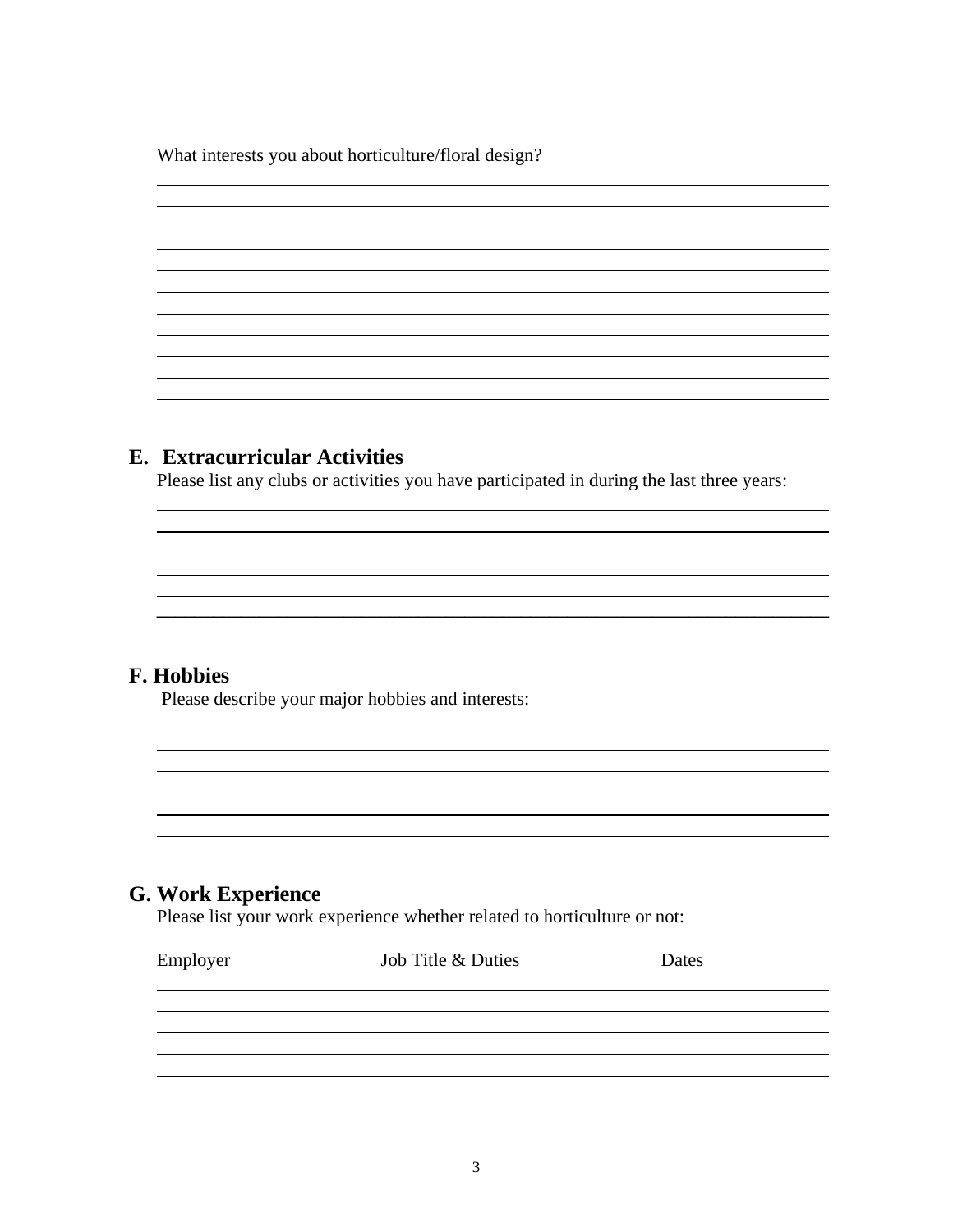What interests you about horticulture/floral design?

## E. Extracurricular Activities

Please list any clubs or activities you have participated in during the last three years:

## F. Hobbies

Please describe your major hobbies and interests:

## G. Work Experience

Please list your work experience whether related to horticulture or not:

| Employer | Job Title & Duties | Dates |
|---|---|---|
| | | |
| | | |
| | | |
| | | |
| | | |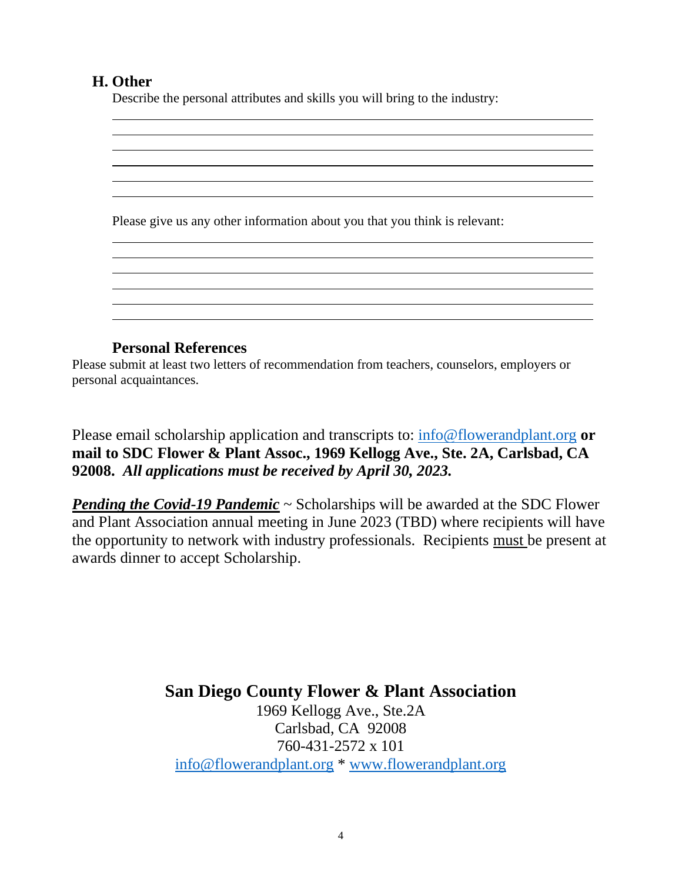## H. Other

Describe the personal attributes and skills you will bring to the industry:

Please give us any other information about you that you think is relevant:

### Personal References

Please submit at least two letters of recommendation from teachers, counselors, employers or personal acquaintances.

Please email scholarship application and transcripts to: info@flowerandplant.org **or mail to SDC Flower & Plant Assoc., 1969 Kellogg Ave., Ste. 2A, Carlsbad, CA 92008.** ***All applications must be received by April 30, 2023.***

***Pending the Covid-19 Pandemic*** ~ Scholarships will be awarded at the SDC Flower and Plant Association annual meeting in June 2023 (TBD) where recipients will have the opportunity to network with industry professionals. Recipients must be present at awards dinner to accept Scholarship.

**San Diego County Flower & Plant Association**
1969 Kellogg Ave., Ste.2A
Carlsbad, CA 92008
760-431-2572 x 101
info@flowerandplant.org * www.flowerandplant.org